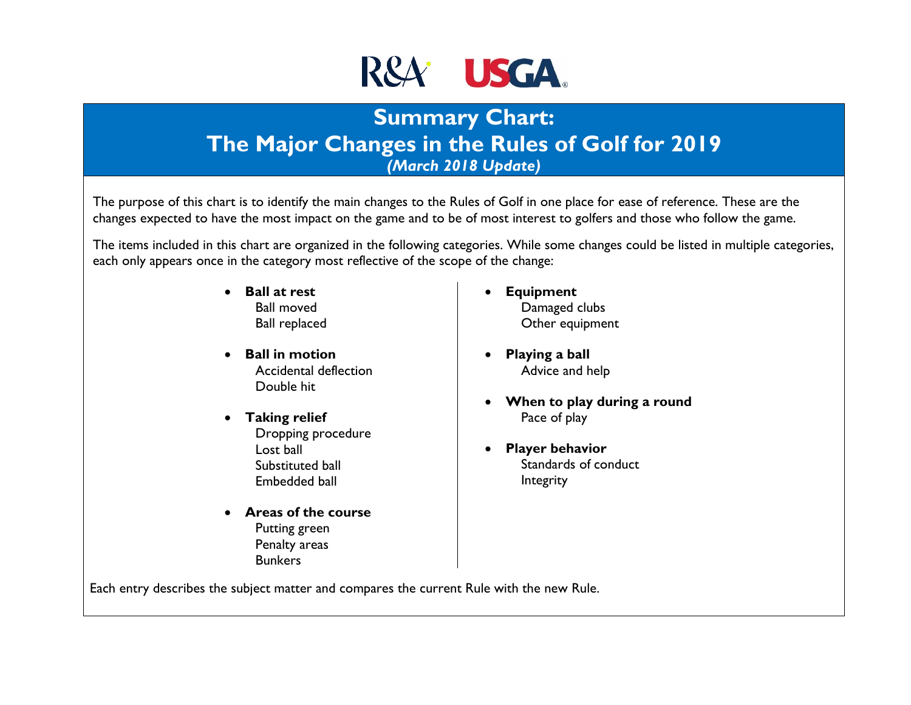R&A USGA

# Summary Chart: The Major Changes in the Rules of Golf for 2019

*(March 2018 Update)*

The purpose of this chart is to identify the main changes to the Rules of Golf in one place for ease of reference. These are the changes expected to have the most impact on the game and to be of most interest to golfers and those who follow the game.

The items included in this chart are organized in the following categories. While some changes could be listed in multiple categories, each only appears once in the category most reflective of the scope of the change:

- **Ball at rest**
  - Ball moved
  - Ball replaced
- **Ball in motion**
  - Accidental deflection
  - Double hit
- **Taking relief**
  - Dropping procedure
  - Lost ball
  - Substituted ball
  - Embedded ball
- **Areas of the course**
  - Putting green
  - Penalty areas
  - Bunkers
- **Equipment**
  - Damaged clubs
  - Other equipment
- **Playing a ball**
  - Advice and help
- **When to play during a round**
  - Pace of play
- **Player behavior**
  - Standards of conduct
  - Integrity

Each entry describes the subject matter and compares the current Rule with the new Rule.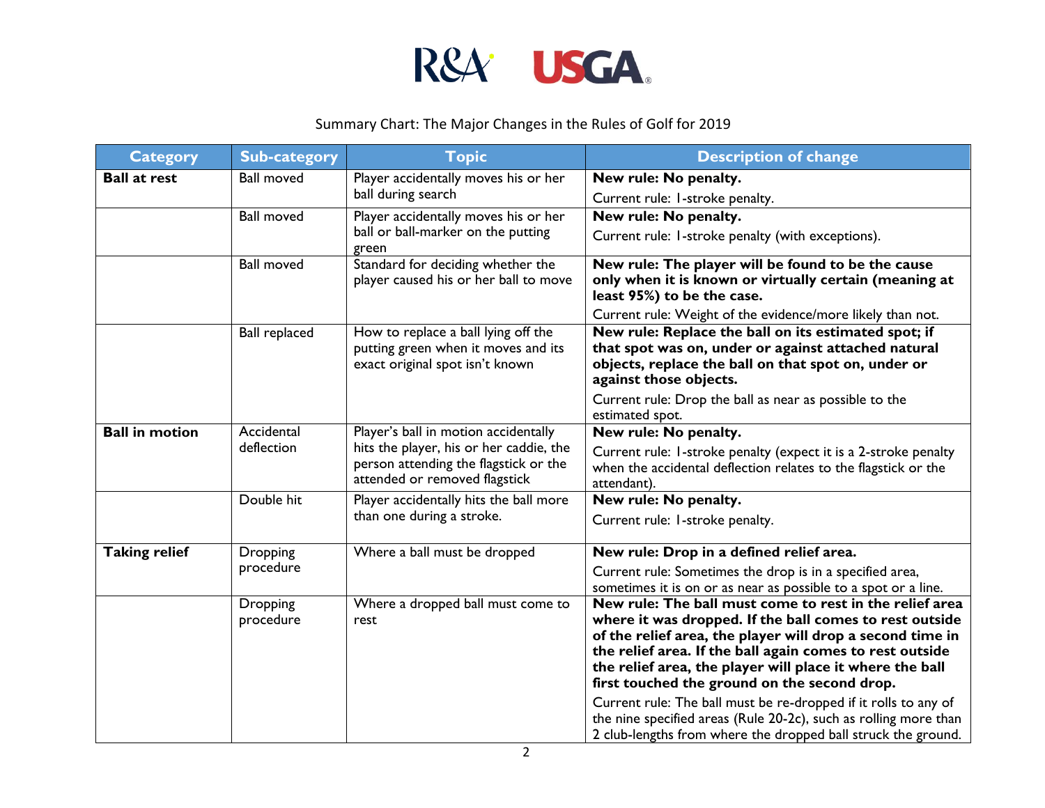Summary Chart: The Major Changes in the Rules of Golf for 2019

| Category | Sub-category | Topic | Description of change |
|---|---|---|---|
| **Ball at rest** | Ball moved | Player accidentally moves his or her ball during search | **New rule: No penalty.**<br>Current rule: 1-stroke penalty. |
| | Ball moved | Player accidentally moves his or her ball or ball-marker on the putting green | **New rule: No penalty.**<br>Current rule: 1-stroke penalty (with exceptions). |
| | Ball moved | Standard for deciding whether the player caused his or her ball to move | **New rule: The player will be found to be the cause only when it is known or virtually certain (meaning at least 95%) to be the case.**<br>Current rule: Weight of the evidence/more likely than not. |
| | Ball replaced | How to replace a ball lying off the putting green when it moves and its exact original spot isn't known | **New rule: Replace the ball on its estimated spot; if that spot was on, under or against attached natural objects, replace the ball on that spot on, under or against those objects.**<br>Current rule: Drop the ball as near as possible to the estimated spot. |
| **Ball in motion** | Accidental deflection | Player's ball in motion accidentally hits the player, his or her caddie, the person attending the flagstick or the attended or removed flagstick | **New rule: No penalty.**<br>Current rule: 1-stroke penalty (expect it is a 2-stroke penalty when the accidental deflection relates to the flagstick or the attendant). |
| | Double hit | Player accidentally hits the ball more than one during a stroke. | **New rule: No penalty.**<br>Current rule: 1-stroke penalty. |
| **Taking relief** | Dropping procedure | Where a ball must be dropped | **New rule: Drop in a defined relief area.**<br>Current rule: Sometimes the drop is in a specified area, sometimes it is on or as near as possible to a spot or a line. |
| | Dropping procedure | Where a dropped ball must come to rest | **New rule: The ball must come to rest in the relief area where it was dropped. If the ball comes to rest outside of the relief area, the player will drop a second time in the relief area. If the ball again comes to rest outside the relief area, the player will place it where the ball first touched the ground on the second drop.**<br>Current rule: The ball must be re-dropped if it rolls to any of the nine specified areas (Rule 20-2c), such as rolling more than 2 club-lengths from where the dropped ball struck the ground. |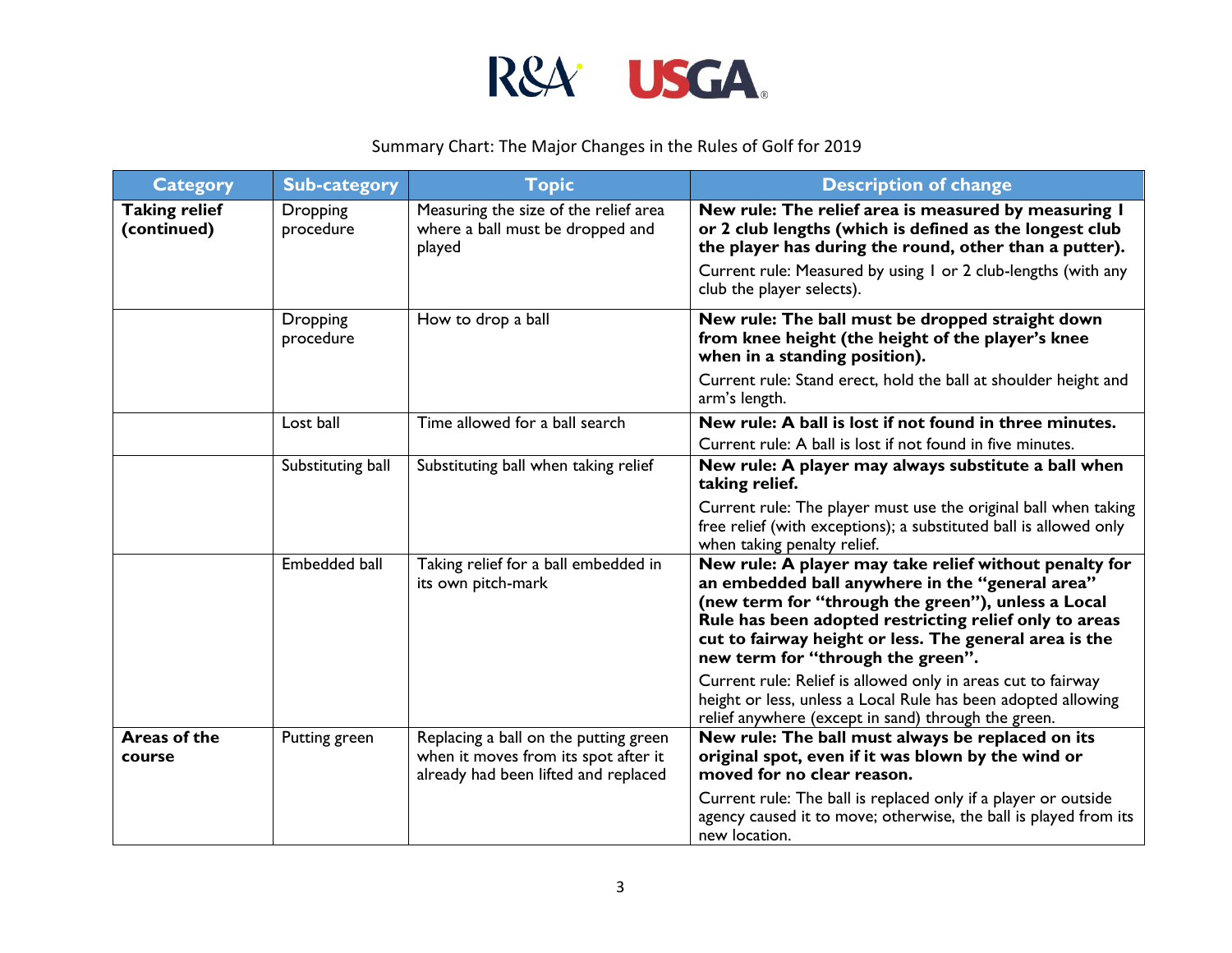Summary Chart: The Major Changes in the Rules of Golf for 2019

| Category | Sub-category | Topic | Description of change |
|---|---|---|---|
| **Taking relief (continued)** | Dropping procedure | Measuring the size of the relief area where a ball must be dropped and played | **New rule: The relief area is measured by measuring 1 or 2 club lengths (which is defined as the longest club the player has during the round, other than a putter).** Current rule: Measured by using 1 or 2 club-lengths (with any club the player selects). |
| | Dropping procedure | How to drop a ball | **New rule: The ball must be dropped straight down from knee height (the height of the player's knee when in a standing position).** Current rule: Stand erect, hold the ball at shoulder height and arm's length. |
| | Lost ball | Time allowed for a ball search | **New rule: A ball is lost if not found in three minutes.** Current rule: A ball is lost if not found in five minutes. |
| | Substituting ball | Substituting ball when taking relief | **New rule: A player may always substitute a ball when taking relief.** Current rule: The player must use the original ball when taking free relief (with exceptions); a substituted ball is allowed only when taking penalty relief. |
| | Embedded ball | Taking relief for a ball embedded in its own pitch-mark | **New rule: A player may take relief without penalty for an embedded ball anywhere in the "general area" (new term for "through the green"), unless a Local Rule has been adopted restricting relief only to areas cut to fairway height or less. The general area is the new term for "through the green".** Current rule: Relief is allowed only in areas cut to fairway height or less, unless a Local Rule has been adopted allowing relief anywhere (except in sand) through the green. |
| **Areas of the course** | Putting green | Replacing a ball on the putting green when it moves from its spot after it already had been lifted and replaced | **New rule: The ball must always be replaced on its original spot, even if it was blown by the wind or moved for no clear reason.** Current rule: The ball is replaced only if a player or outside agency caused it to move; otherwise, the ball is played from its new location. |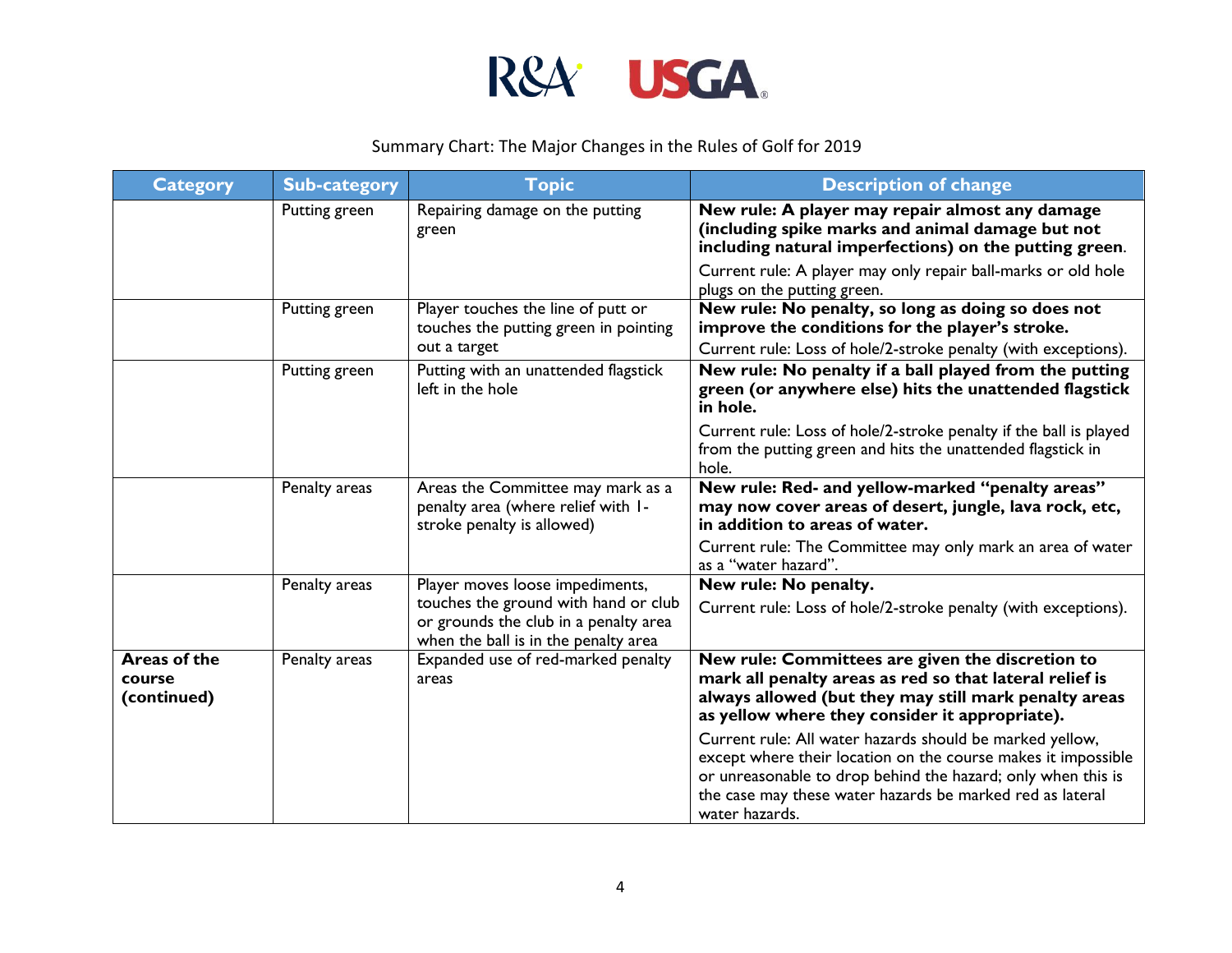Summary Chart: The Major Changes in the Rules of Golf for 2019

| Category | Sub-category | Topic | Description of change |
|---|---|---|---|
| | Putting green | Repairing damage on the putting green | **New rule: A player may repair almost any damage (including spike marks and animal damage but not including natural imperfections) on the putting green**.<br><br>Current rule: A player may only repair ball-marks or old hole plugs on the putting green. |
| | Putting green | Player touches the line of putt or touches the putting green in pointing out a target | **New rule: No penalty, so long as doing so does not improve the conditions for the player's stroke.**<br><br>Current rule: Loss of hole/2-stroke penalty (with exceptions). |
| | Putting green | Putting with an unattended flagstick left in the hole | **New rule: No penalty if a ball played from the putting green (or anywhere else) hits the unattended flagstick in hole.**<br><br>Current rule: Loss of hole/2-stroke penalty if the ball is played from the putting green and hits the unattended flagstick in hole. |
| | Penalty areas | Areas the Committee may mark as a penalty area (where relief with 1-stroke penalty is allowed) | **New rule: Red- and yellow-marked "penalty areas" may now cover areas of desert, jungle, lava rock, etc, in addition to areas of water.**<br><br>Current rule: The Committee may only mark an area of water as a "water hazard". |
| | Penalty areas | Player moves loose impediments, touches the ground with hand or club or grounds the club in a penalty area when the ball is in the penalty area | **New rule: No penalty.**<br><br>Current rule: Loss of hole/2-stroke penalty (with exceptions). |
| **Areas of the course (continued)** | Penalty areas | Expanded use of red-marked penalty areas | **New rule: Committees are given the discretion to mark all penalty areas as red so that lateral relief is always allowed (but they may still mark penalty areas as yellow where they consider it appropriate).**<br><br>Current rule: All water hazards should be marked yellow, except where their location on the course makes it impossible or unreasonable to drop behind the hazard; only when this is the case may these water hazards be marked red as lateral water hazards. |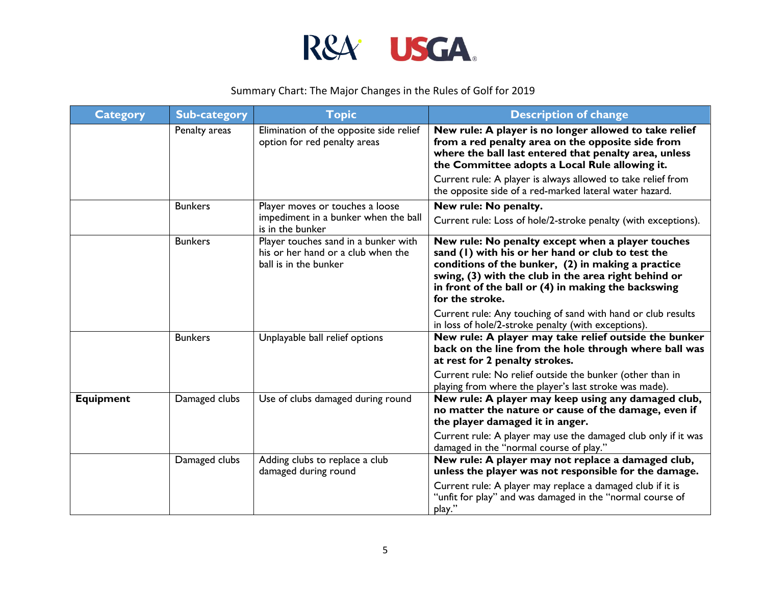Summary Chart: The Major Changes in the Rules of Golf for 2019

| Category | Sub-category | Topic | Description of change |
|---|---|---|---|
| | Penalty areas | Elimination of the opposite side relief option for red penalty areas | **New rule: A player is no longer allowed to take relief from a red penalty area on the opposite side from where the ball last entered that penalty area, unless the Committee adopts a Local Rule allowing it.**<br><br>Current rule: A player is always allowed to take relief from the opposite side of a red-marked lateral water hazard. |
| | Bunkers | Player moves or touches a loose impediment in a bunker when the ball is in the bunker | **New rule: No penalty.**<br><br>Current rule: Loss of hole/2-stroke penalty (with exceptions). |
| | Bunkers | Player touches sand in a bunker with his or her hand or a club when the ball is in the bunker | **New rule: No penalty except when a player touches sand (1) with his or her hand or club to test the conditions of the bunker, (2) in making a practice swing, (3) with the club in the area right behind or in front of the ball or (4) in making the backswing for the stroke.**<br><br>Current rule: Any touching of sand with hand or club results in loss of hole/2-stroke penalty (with exceptions). |
| | Bunkers | Unplayable ball relief options | **New rule: A player may take relief outside the bunker back on the line from the hole through where ball was at rest for 2 penalty strokes.**<br><br>Current rule: No relief outside the bunker (other than in playing from where the player's last stroke was made). |
| **Equipment** | Damaged clubs | Use of clubs damaged during round | **New rule: A player may keep using any damaged club, no matter the nature or cause of the damage, even if the player damaged it in anger.**<br><br>Current rule: A player may use the damaged club only if it was damaged in the "normal course of play." |
| | Damaged clubs | Adding clubs to replace a club damaged during round | **New rule: A player may not replace a damaged club, unless the player was not responsible for the damage.**<br><br>Current rule: A player may replace a damaged club if it is "unfit for play" and was damaged in the "normal course of play." |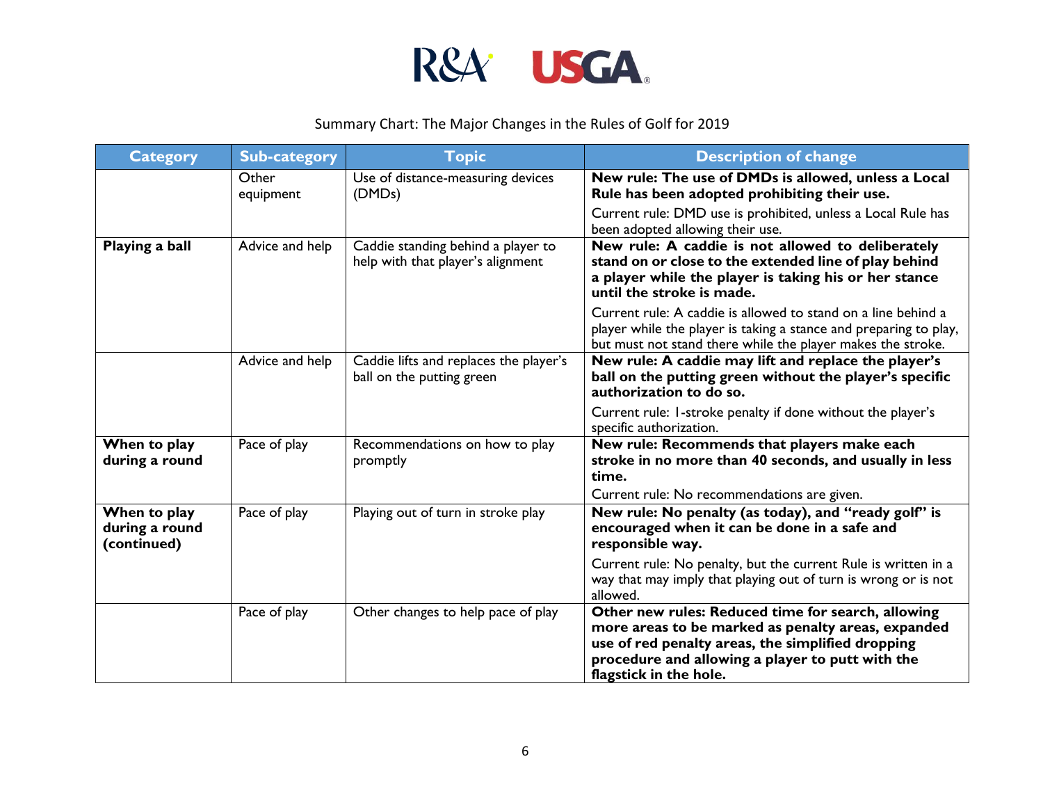Summary Chart: The Major Changes in the Rules of Golf for 2019

| Category | Sub-category | Topic | Description of change |
|---|---|---|---|
| | Other equipment | Use of distance-measuring devices (DMDs) | **New rule: The use of DMDs is allowed, unless a Local Rule has been adopted prohibiting their use.**<br>Current rule: DMD use is prohibited, unless a Local Rule has been adopted allowing their use. |
| **Playing a ball** | Advice and help | Caddie standing behind a player to help with that player's alignment | **New rule: A caddie is not allowed to deliberately stand on or close to the extended line of play behind a player while the player is taking his or her stance until the stroke is made.**<br>Current rule: A caddie is allowed to stand on a line behind a player while the player is taking a stance and preparing to play, but must not stand there while the player makes the stroke. |
| | Advice and help | Caddie lifts and replaces the player's ball on the putting green | **New rule: A caddie may lift and replace the player's ball on the putting green without the player's specific authorization to do so.**<br>Current rule: 1-stroke penalty if done without the player's specific authorization. |
| **When to play during a round** | Pace of play | Recommendations on how to play promptly | **New rule: Recommends that players make each stroke in no more than 40 seconds, and usually in less time.**<br>Current rule: No recommendations are given. |
| **When to play during a round (continued)** | Pace of play | Playing out of turn in stroke play | **New rule: No penalty (as today), and "ready golf" is encouraged when it can be done in a safe and responsible way.**<br>Current rule: No penalty, but the current Rule is written in a way that may imply that playing out of turn is wrong or is not allowed. |
| | Pace of play | Other changes to help pace of play | **Other new rules: Reduced time for search, allowing more areas to be marked as penalty areas, expanded use of red penalty areas, the simplified dropping procedure and allowing a player to putt with the flagstick in the hole.** |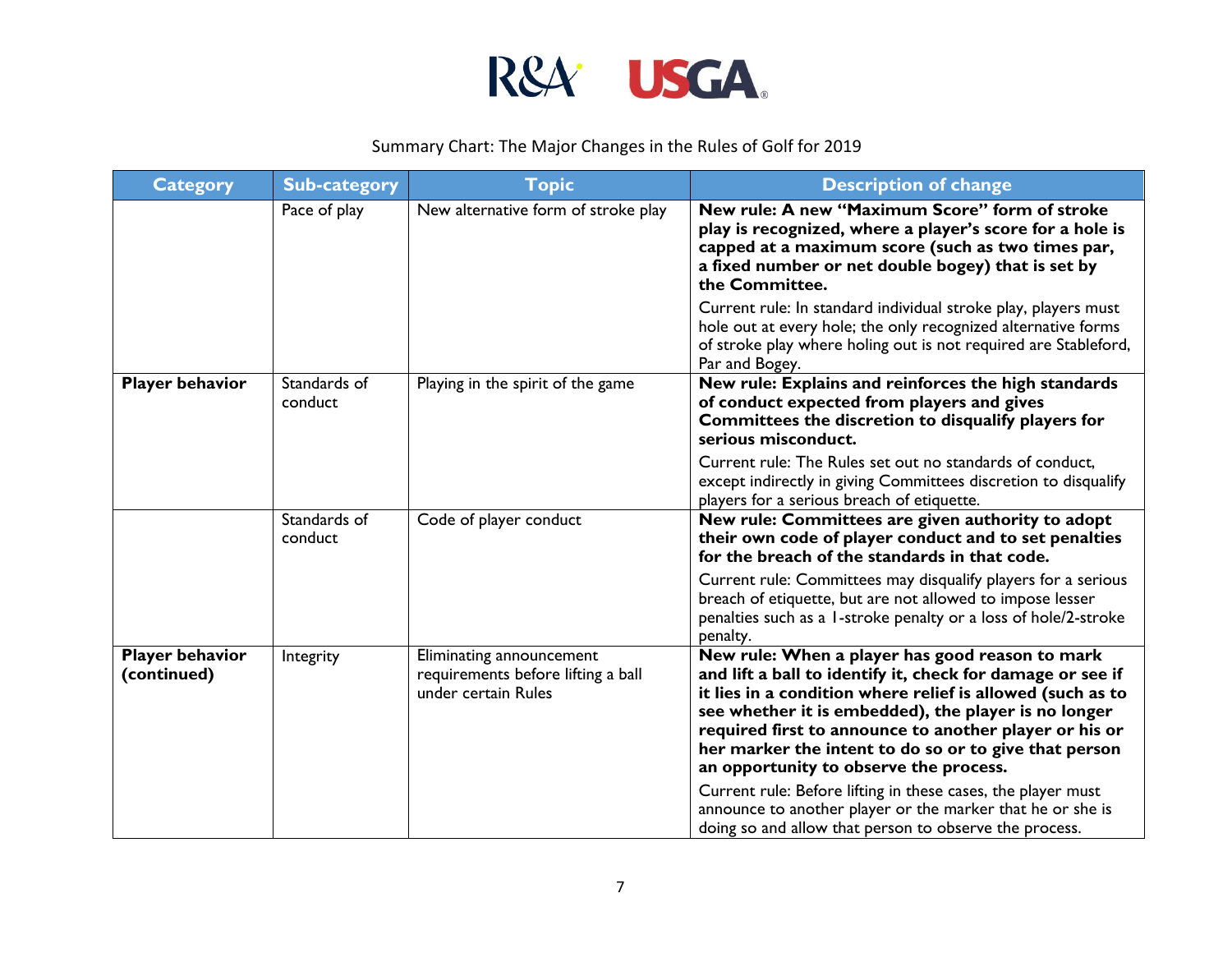Summary Chart: The Major Changes in the Rules of Golf for 2019

| Category | Sub-category | Topic | Description of change |
|---|---|---|---|
| | Pace of play | New alternative form of stroke play | **New rule: A new "Maximum Score" form of stroke play is recognized, where a player's score for a hole is capped at a maximum score (such as two times par, a fixed number or net double bogey) that is set by the Committee.**<br><br>Current rule: In standard individual stroke play, players must hole out at every hole; the only recognized alternative forms of stroke play where holing out is not required are Stableford, Par and Bogey. |
| **Player behavior** | Standards of conduct | Playing in the spirit of the game | **New rule: Explains and reinforces the high standards of conduct expected from players and gives Committees the discretion to disqualify players for serious misconduct.**<br><br>Current rule: The Rules set out no standards of conduct, except indirectly in giving Committees discretion to disqualify players for a serious breach of etiquette. |
| | Standards of conduct | Code of player conduct | **New rule: Committees are given authority to adopt their own code of player conduct and to set penalties for the breach of the standards in that code.**<br><br>Current rule: Committees may disqualify players for a serious breach of etiquette, but are not allowed to impose lesser penalties such as a 1-stroke penalty or a loss of hole/2-stroke penalty. |
| **Player behavior (continued)** | Integrity | Eliminating announcement requirements before lifting a ball under certain Rules | **New rule: When a player has good reason to mark and lift a ball to identify it, check for damage or see if it lies in a condition where relief is allowed (such as to see whether it is embedded), the player is no longer required first to announce to another player or his or her marker the intent to do so or to give that person an opportunity to observe the process.**<br><br>Current rule: Before lifting in these cases, the player must announce to another player or the marker that he or she is doing so and allow that person to observe the process. |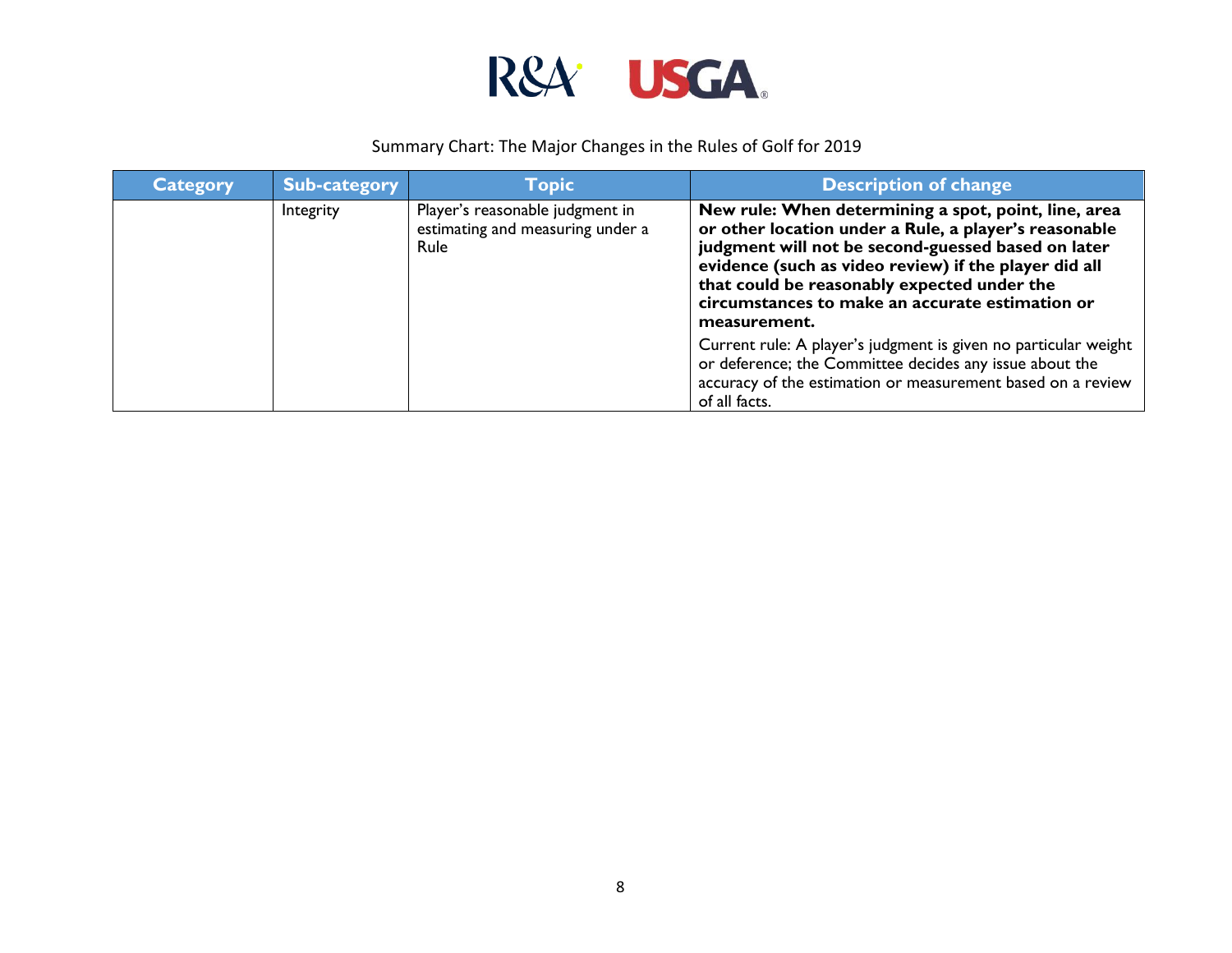Summary Chart: The Major Changes in the Rules of Golf for 2019

| Category | Sub-category | Topic | Description of change |
|---|---|---|---|
| | Integrity | Player's reasonable judgment in estimating and measuring under a Rule | **New rule: When determining a spot, point, line, area or other location under a Rule, a player's reasonable judgment will not be second-guessed based on later evidence (such as video review) if the player did all that could be reasonably expected under the circumstances to make an accurate estimation or measurement.**<br><br>Current rule: A player's judgment is given no particular weight or deference; the Committee decides any issue about the accuracy of the estimation or measurement based on a review of all facts. |